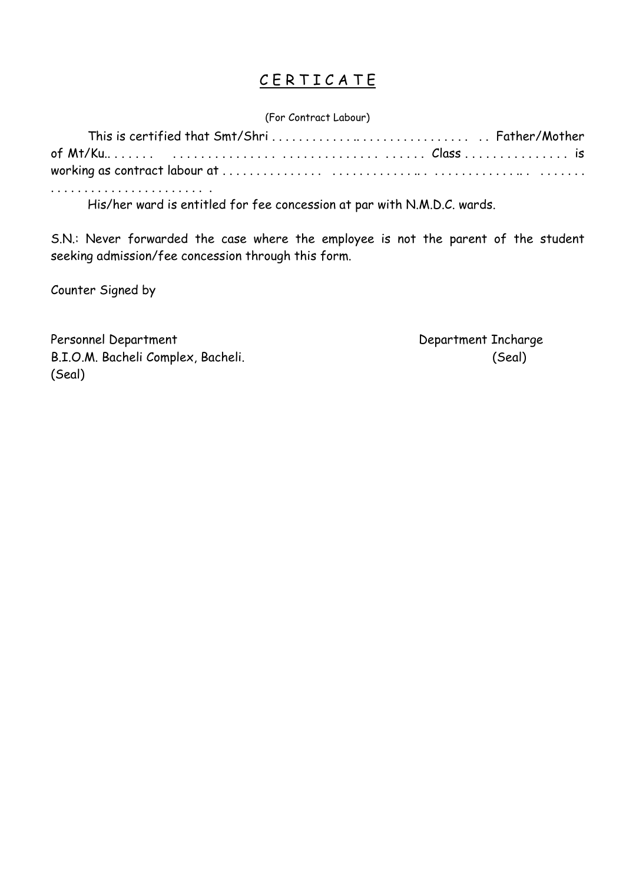# C E R T I C A T E

(For Contract Labour)

This is certified that Smt/Shri . . . . . . . . . . . . .. . . . . . . . . . . . . . . . . . Father/Mother of Mt/Ku.. . . . . . . . . . . . . . . . . . . . . . . . . . . . . . . . . . . . . . . . . . . . . . . . . . . Class . . . . . . . . . . . . . . . is working as contract labour at . . . . . . . . . . . . . . . . . . . . . . . . . . . . .. . . . . . . . . . . . . . .. . . . . . . . . . . . . . . . . . . . . . . . . . . . . . .

His/her ward is entitled for fee concession at par with N.M.D.C. wards.

S.N.: Never forwarded the case where the employee is not the parent of the student seeking admission/fee concession through this form.

Counter Signed by

Personnel Department
B.I.O.M. Bacheli Complex, Bacheli.
(Seal)

Department Incharge
(Seal)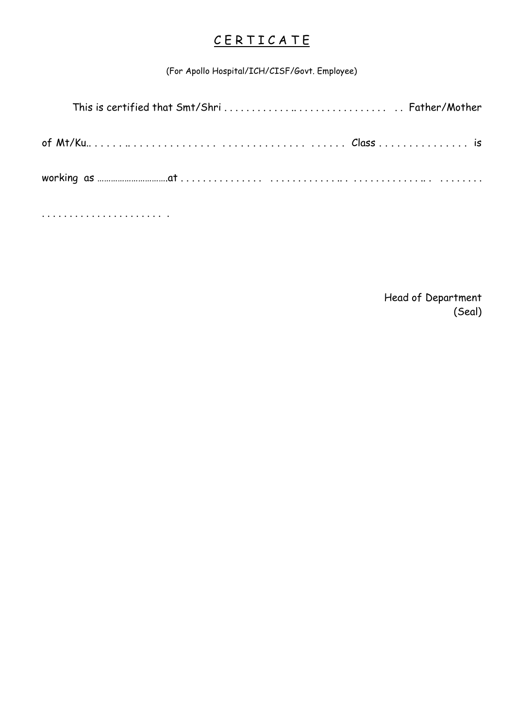# <u>C E R T I C A T E</u>

(For Apollo Hospital/ICH/CISF/Govt. Employee)

This is certified that Smt/Shri . . . . . . . . . . . . .. . . . . . . . . . . . . . . . .  . . Father/Mother of Mt/Ku.. . . . . . .. . . . . . . . . . . . . . . . . . . . . . . . . . . . . . . . . . . . . . . Class . . . . . . . . . . . . . . . is working as ……………………………at . . . . . . . . . . . . . . .  . . . . . . . . . . . .. . . . . . . . . . . . . .. .  . . . . . . . . . . . . . . . . . . . . . . . . . . . . .

Head of Department
(Seal)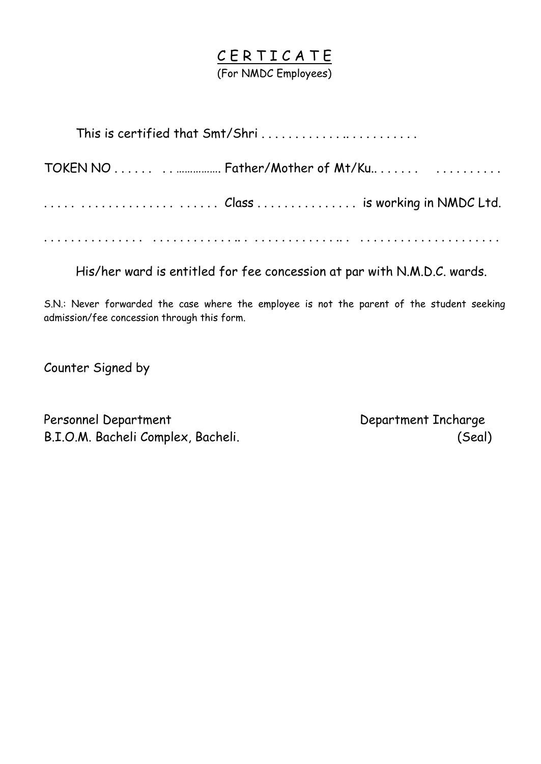# C E R T I C A T E

(For NMDC Employees)

This is certified that Smt/Shri . . . . . . . . . . . . .. . . . . . . . . . .

TOKEN NO . . . . . .  . . ……………. Father/Mother of Mt/Ku.. . . . . . .   . . . . . . . . . .

. . . . .  . . . . . . . . . . . . . . . .  . . . . . .  Class . . . . . . . . . . . . . . .  is working in NMDC Ltd.

. . . . . . . . . . . . . . .  . . . . . . . . . . . .. .  . . . . . . . . . . . . .. .  . . . . . . . . . . . . . . . . . . . . .

His/her ward is entitled for fee concession at par with N.M.D.C. wards.

S.N.: Never forwarded the case where the employee is not the parent of the student seeking admission/fee concession through this form.

Counter Signed by

Personnel Department
B.I.O.M. Bacheli Complex, Bacheli.

Department Incharge
(Seal)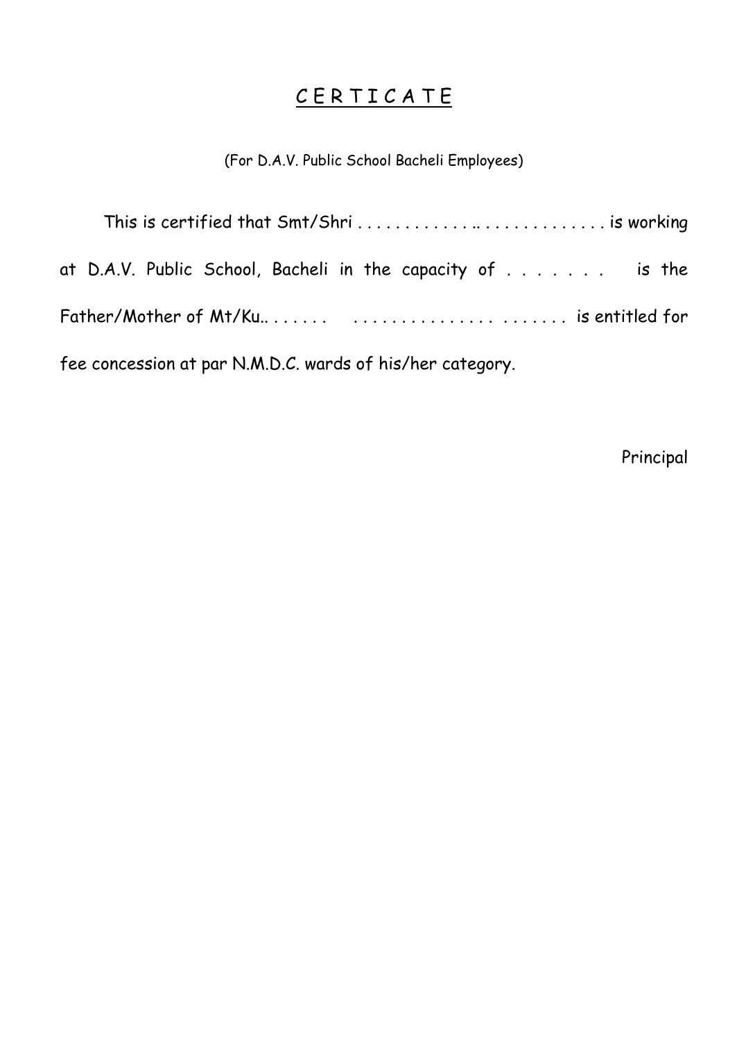# C E R T I C A T E

(For D.A.V. Public School Bacheli Employees)

This is certified that Smt/Shri . . . . . . . . . . . . .. . . . . . . . . . . . . . is working at D.A.V. Public School, Bacheli in the capacity of . . . . . . . is the Father/Mother of Mt/Ku.. . . . . . . . . . . . . . . . . . . . . . . . . . . . . . . is entitled for fee concession at par N.M.D.C. wards of his/her category.

Principal